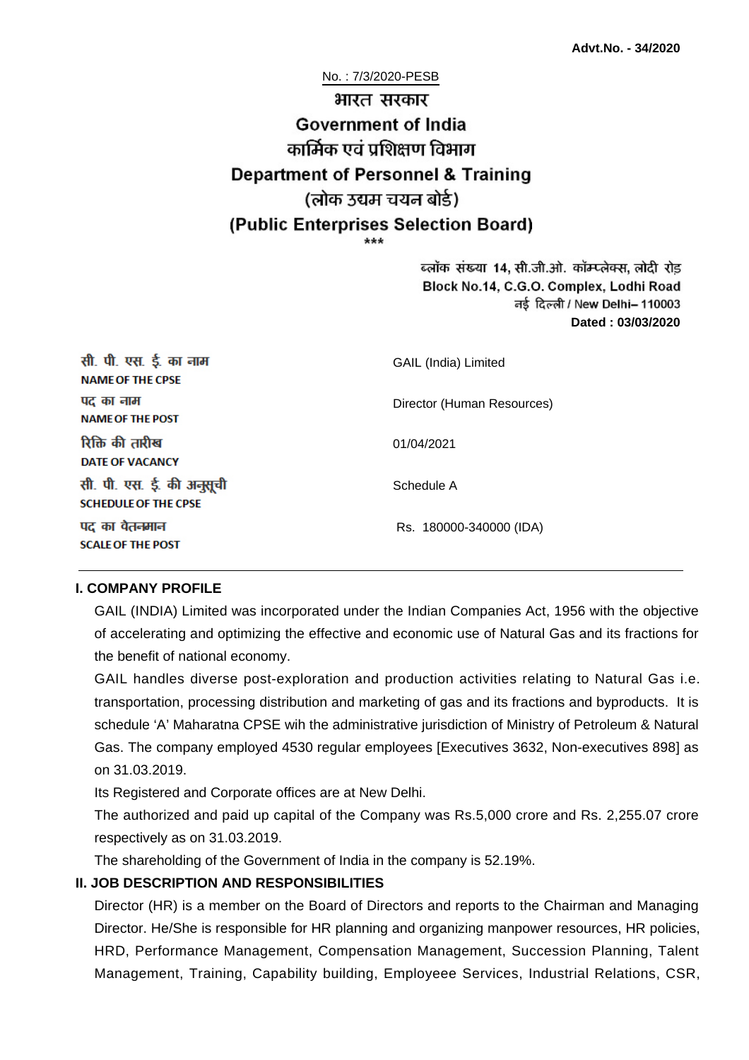**Advt.No. - 34/2020**

No. : 7/3/2020-PESB

# भारत सरकार
# Government of India
## कार्मिक एवं प्रशिक्षण विभाग
## Department of Personnel & Training
## (लोक उद्यम चयन बोर्ड)
## (Public Enterprises Selection Board)

\*\*\*

ब्लॉक संख्या 14, सी.जी.ओ. कॉम्प्लेक्स, लोदी रोड
Block No.14, C.G.O. Complex, Lodhi Road
नई दिल्ली / New Delhi– 110003
**Dated : 03/03/2020**

| | |
|---|---|
| सी. पी. एस. ई. का नाम<br>**NAME OF THE CPSE** | GAIL (India) Limited |
| पद का नाम<br>**NAME OF THE POST** | Director (Human Resources) |
| रिक्ति की तारीख<br>**DATE OF VACANCY** | 01/04/2021 |
| सी. पी. एस. ई. की अनुसूची<br>**SCHEDULE OF THE CPSE** | Schedule A |
| पद का वेतनमान<br>**SCALE OF THE POST** | Rs. 180000-340000 (IDA) |

### I. COMPANY PROFILE

GAIL (INDIA) Limited was incorporated under the Indian Companies Act, 1956 with the objective of accelerating and optimizing the effective and economic use of Natural Gas and its fractions for the benefit of national economy.

GAIL handles diverse post-exploration and production activities relating to Natural Gas i.e. transportation, processing distribution and marketing of gas and its fractions and byproducts. It is schedule 'A' Maharatna CPSE wih the administrative jurisdiction of Ministry of Petroleum & Natural Gas. The company employed 4530 regular employees [Executives 3632, Non-executives 898] as on 31.03.2019.

Its Registered and Corporate offices are at New Delhi.

The authorized and paid up capital of the Company was Rs.5,000 crore and Rs. 2,255.07 crore respectively as on 31.03.2019.

The shareholding of the Government of India in the company is 52.19%.

### II. JOB DESCRIPTION AND RESPONSIBILITIES

Director (HR) is a member on the Board of Directors and reports to the Chairman and Managing Director. He/She is responsible for HR planning and organizing manpower resources, HR policies, HRD, Performance Management, Compensation Management, Succession Planning, Talent Management, Training, Capability building, Employee Services, Industrial Relations, CSR,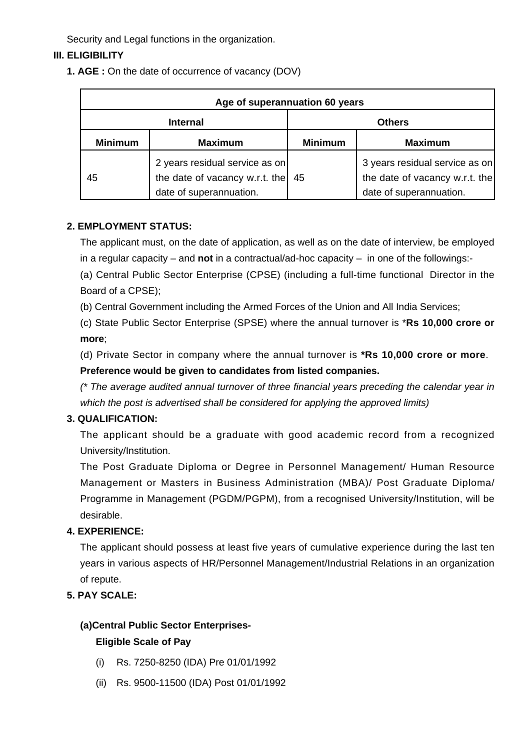Security and Legal functions in the organization.

### III. ELIGIBILITY

**1. AGE :** On the date of occurrence of vacancy (DOV)

| Age of superannuation 60 years | | | |
|---|---|---|---|
| **Internal** | | **Others** | |
| **Minimum** | **Maximum** | **Minimum** | **Maximum** |
| 45 | 2 years residual service as on the date of vacancy w.r.t. the date of superannuation. | 45 | 3 years residual service as on the date of vacancy w.r.t. the date of superannuation. |

**2. EMPLOYMENT STATUS:**

The applicant must, on the date of application, as well as on the date of interview, be employed in a regular capacity – and **not** in a contractual/ad-hoc capacity – in one of the followings:-

(a) Central Public Sector Enterprise (CPSE) (including a full-time functional Director in the Board of a CPSE);

(b) Central Government including the Armed Forces of the Union and All India Services;

(c) State Public Sector Enterprise (SPSE) where the annual turnover is ***Rs 10,000 crore or more**;

(d) Private Sector in company where the annual turnover is ***Rs 10,000 crore or more**.

**Preference would be given to candidates from listed companies.**

*(* The average audited annual turnover of three financial years preceding the calendar year in which the post is advertised shall be considered for applying the approved limits)*

**3. QUALIFICATION:**

The applicant should be a graduate with good academic record from a recognized University/Institution.

The Post Graduate Diploma or Degree in Personnel Management/ Human Resource Management or Masters in Business Administration (MBA)/ Post Graduate Diploma/ Programme in Management (PGDM/PGPM), from a recognised University/Institution, will be desirable.

**4. EXPERIENCE:**

The applicant should possess at least five years of cumulative experience during the last ten years in various aspects of HR/Personnel Management/Industrial Relations in an organization of repute.

**5. PAY SCALE:**

**(a)Central Public Sector Enterprises-**

**Eligible Scale of Pay**

(i) Rs. 7250-8250 (IDA) Pre 01/01/1992

(ii) Rs. 9500-11500 (IDA) Post 01/01/1992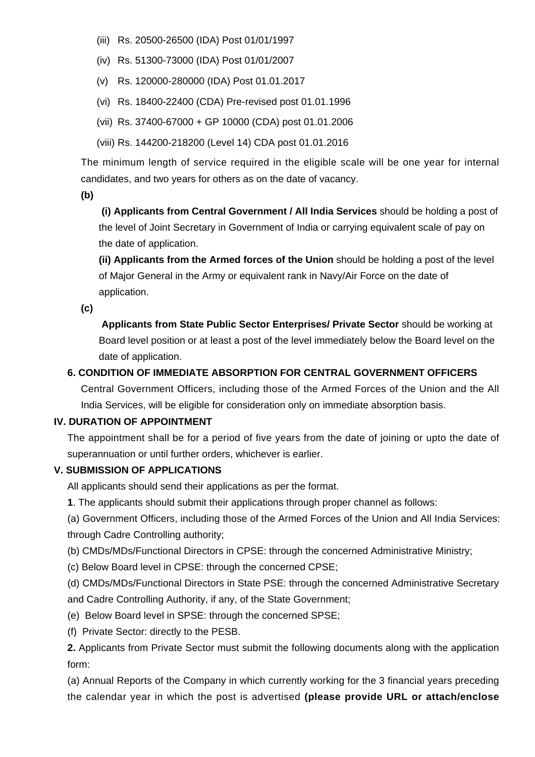(iii) Rs. 20500-26500 (IDA) Post 01/01/1997

(iv) Rs. 51300-73000 (IDA) Post 01/01/2007

(v) Rs. 120000-280000 (IDA) Post 01.01.2017

(vi) Rs. 18400-22400 (CDA) Pre-revised post 01.01.1996

(vii) Rs. 37400-67000 + GP 10000 (CDA) post 01.01.2006

(viii) Rs. 144200-218200 (Level 14) CDA post 01.01.2016

The minimum length of service required in the eligible scale will be one year for internal candidates, and two years for others as on the date of vacancy.

**(b)**

**(i) Applicants from Central Government / All India Services** should be holding a post of the level of Joint Secretary in Government of India or carrying equivalent scale of pay on the date of application.

**(ii) Applicants from the Armed forces of the Union** should be holding a post of the level of Major General in the Army or equivalent rank in Navy/Air Force on the date of application.

**(c)**

**Applicants from State Public Sector Enterprises/ Private Sector** should be working at Board level position or at least a post of the level immediately below the Board level on the date of application.

**6. CONDITION OF IMMEDIATE ABSORPTION FOR CENTRAL GOVERNMENT OFFICERS**

Central Government Officers, including those of the Armed Forces of the Union and the All India Services, will be eligible for consideration only on immediate absorption basis.

## IV. DURATION OF APPOINTMENT

The appointment shall be for a period of five years from the date of joining or upto the date of superannuation or until further orders, whichever is earlier.

## V. SUBMISSION OF APPLICATIONS

All applicants should send their applications as per the format.

**1**. The applicants should submit their applications through proper channel as follows:

(a) Government Officers, including those of the Armed Forces of the Union and All India Services: through Cadre Controlling authority;

(b) CMDs/MDs/Functional Directors in CPSE: through the concerned Administrative Ministry;

(c) Below Board level in CPSE: through the concerned CPSE;

(d) CMDs/MDs/Functional Directors in State PSE: through the concerned Administrative Secretary and Cadre Controlling Authority, if any, of the State Government;

(e) Below Board level in SPSE: through the concerned SPSE;

(f) Private Sector: directly to the PESB.

**2.** Applicants from Private Sector must submit the following documents along with the application form:

(a) Annual Reports of the Company in which currently working for the 3 financial years preceding the calendar year in which the post is advertised **(please provide URL or attach/enclose**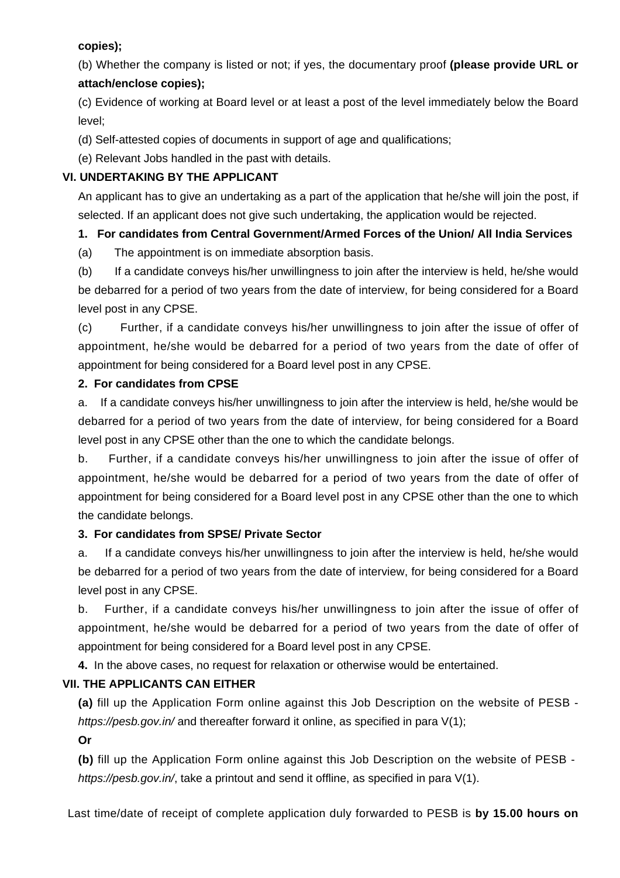**copies);**

(b) Whether the company is listed or not; if yes, the documentary proof **(please provide URL or attach/enclose copies);**

(c) Evidence of working at Board level or at least a post of the level immediately below the Board level;

(d) Self-attested copies of documents in support of age and qualifications;

(e) Relevant Jobs handled in the past with details.

### VI. UNDERTAKING BY THE APPLICANT

An applicant has to give an undertaking as a part of the application that he/she will join the post, if selected. If an applicant does not give such undertaking, the application would be rejected.

**1. For candidates from Central Government/Armed Forces of the Union/ All India Services**

(a) The appointment is on immediate absorption basis.

(b) If a candidate conveys his/her unwillingness to join after the interview is held, he/she would be debarred for a period of two years from the date of interview, for being considered for a Board level post in any CPSE.

(c) Further, if a candidate conveys his/her unwillingness to join after the issue of offer of appointment, he/she would be debarred for a period of two years from the date of offer of appointment for being considered for a Board level post in any CPSE.

**2. For candidates from CPSE**

a. If a candidate conveys his/her unwillingness to join after the interview is held, he/she would be debarred for a period of two years from the date of interview, for being considered for a Board level post in any CPSE other than the one to which the candidate belongs.

b. Further, if a candidate conveys his/her unwillingness to join after the issue of offer of appointment, he/she would be debarred for a period of two years from the date of offer of appointment for being considered for a Board level post in any CPSE other than the one to which the candidate belongs.

**3. For candidates from SPSE/ Private Sector**

a. If a candidate conveys his/her unwillingness to join after the interview is held, he/she would be debarred for a period of two years from the date of interview, for being considered for a Board level post in any CPSE.

b. Further, if a candidate conveys his/her unwillingness to join after the issue of offer of appointment, he/she would be debarred for a period of two years from the date of offer of appointment for being considered for a Board level post in any CPSE.

**4.** In the above cases, no request for relaxation or otherwise would be entertained.

### VII. THE APPLICANTS CAN EITHER

**(a)** fill up the Application Form online against this Job Description on the website of PESB - *https://pesb.gov.in/* and thereafter forward it online, as specified in para V(1);

**Or**

**(b)** fill up the Application Form online against this Job Description on the website of PESB - *https://pesb.gov.in/*, take a printout and send it offline, as specified in para V(1).

Last time/date of receipt of complete application duly forwarded to PESB is **by 15.00 hours on**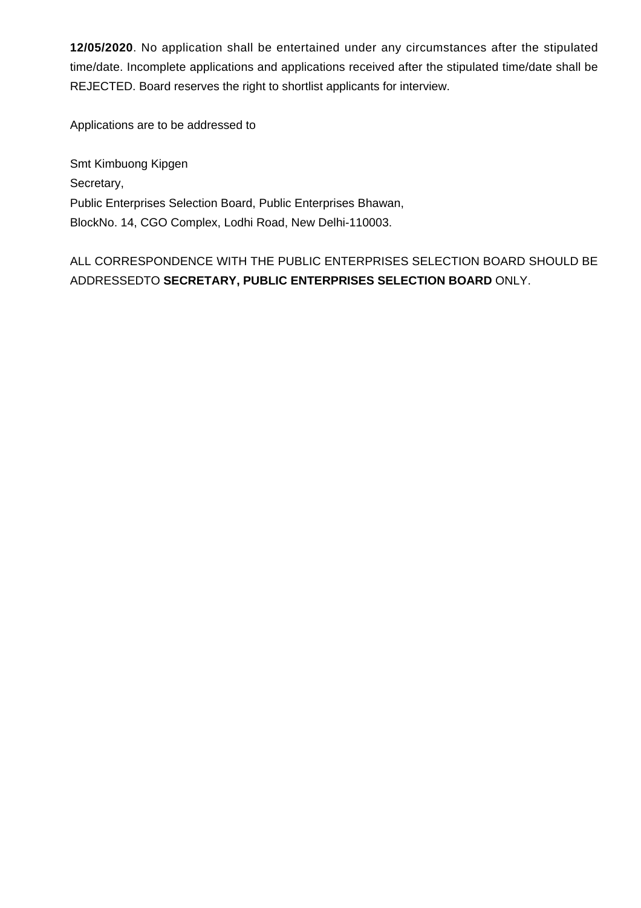**12/05/2020**. No application shall be entertained under any circumstances after the stipulated time/date. Incomplete applications and applications received after the stipulated time/date shall be REJECTED. Board reserves the right to shortlist applicants for interview.

Applications are to be addressed to

Smt Kimbuong Kipgen  
Secretary,  
Public Enterprises Selection Board, Public Enterprises Bhawan,  
BlockNo. 14, CGO Complex, Lodhi Road, New Delhi-110003.

ALL CORRESPONDENCE WITH THE PUBLIC ENTERPRISES SELECTION BOARD SHOULD BE ADDRESSEDTO **SECRETARY, PUBLIC ENTERPRISES SELECTION BOARD** ONLY.